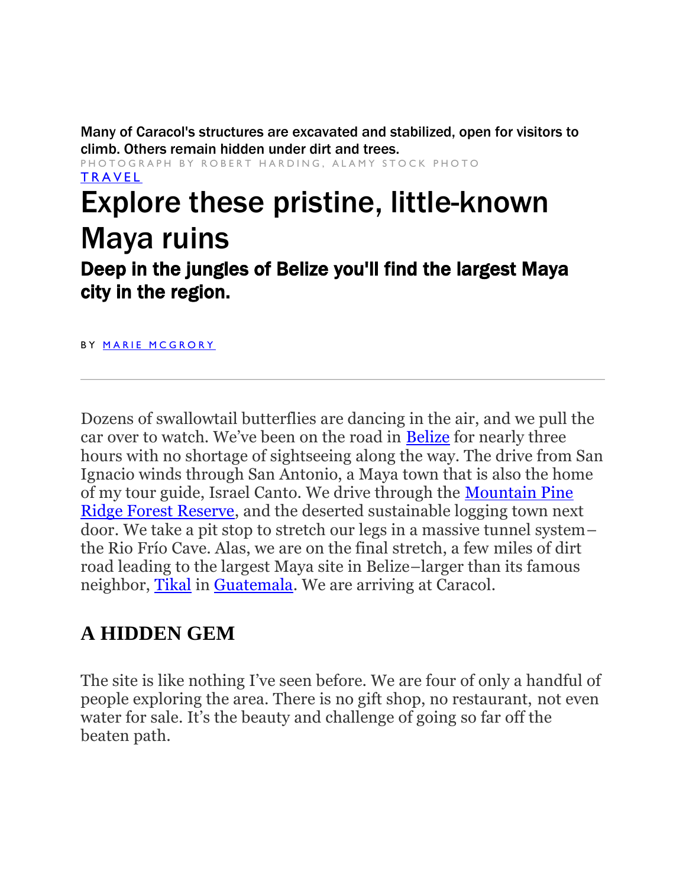Many of Caracol's structures are excavated and stabilized, open for visitors to climb. Others remain hidden under dirt and trees.

PHOTOGRAPH BY ROBERT HARDING, ALAMY STOCK PHOTO

TRAVEL

# Explore these pristine, little-known Maya ruins

## Deep in the jungles of Belize you'll find the largest Maya city in the region.

BY MARIE MCGRORY

---

Dozens of swallowtail butterflies are dancing in the air, and we pull the car over to watch. We've been on the road in Belize for nearly three hours with no shortage of sightseeing along the way. The drive from San Ignacio winds through San Antonio, a Maya town that is also the home of my tour guide, Israel Canto. We drive through the Mountain Pine Ridge Forest Reserve, and the deserted sustainable logging town next door. We take a pit stop to stretch our legs in a massive tunnel system–the Rio Frío Cave. Alas, we are on the final stretch, a few miles of dirt road leading to the largest Maya site in Belize–larger than its famous neighbor, Tikal in Guatemala. We are arriving at Caracol.

## A HIDDEN GEM

The site is like nothing I've seen before. We are four of only a handful of people exploring the area. There is no gift shop, no restaurant, not even water for sale. It's the beauty and challenge of going so far off the beaten path.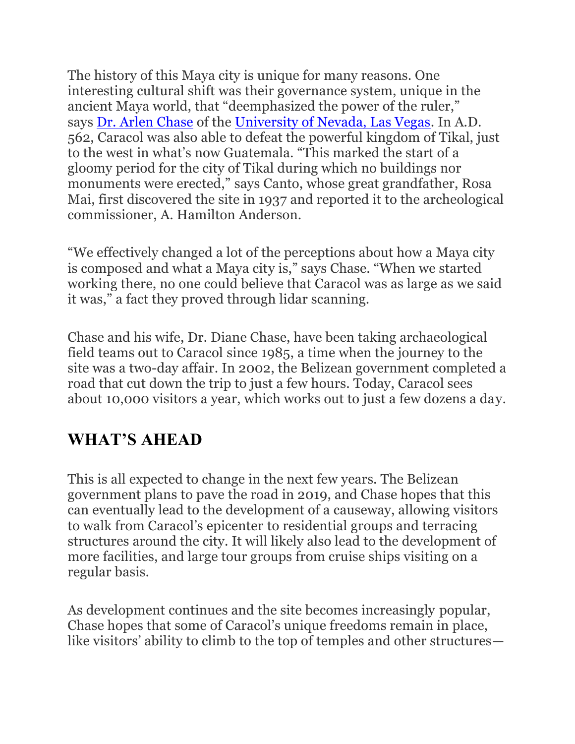The history of this Maya city is unique for many reasons. One interesting cultural shift was their governance system, unique in the ancient Maya world, that "deemphasized the power of the ruler," says [Dr. Arlen Chase](#) of the [University of Nevada, Las Vegas](#). In A.D. 562, Caracol was also able to defeat the powerful kingdom of Tikal, just to the west in what's now Guatemala. "This marked the start of a gloomy period for the city of Tikal during which no buildings nor monuments were erected," says Canto, whose great grandfather, Rosa Mai, first discovered the site in 1937 and reported it to the archeological commissioner, A. Hamilton Anderson.

"We effectively changed a lot of the perceptions about how a Maya city is composed and what a Maya city is," says Chase. "When we started working there, no one could believe that Caracol was as large as we said it was," a fact they proved through lidar scanning.

Chase and his wife, Dr. Diane Chase, have been taking archaeological field teams out to Caracol since 1985, a time when the journey to the site was a two-day affair. In 2002, the Belizean government completed a road that cut down the trip to just a few hours. Today, Caracol sees about 10,000 visitors a year, which works out to just a few dozens a day.

## WHAT'S AHEAD

This is all expected to change in the next few years. The Belizean government plans to pave the road in 2019, and Chase hopes that this can eventually lead to the development of a causeway, allowing visitors to walk from Caracol's epicenter to residential groups and terracing structures around the city. It will likely also lead to the development of more facilities, and large tour groups from cruise ships visiting on a regular basis.

As development continues and the site becomes increasingly popular, Chase hopes that some of Caracol's unique freedoms remain in place, like visitors' ability to climb to the top of temples and other structures—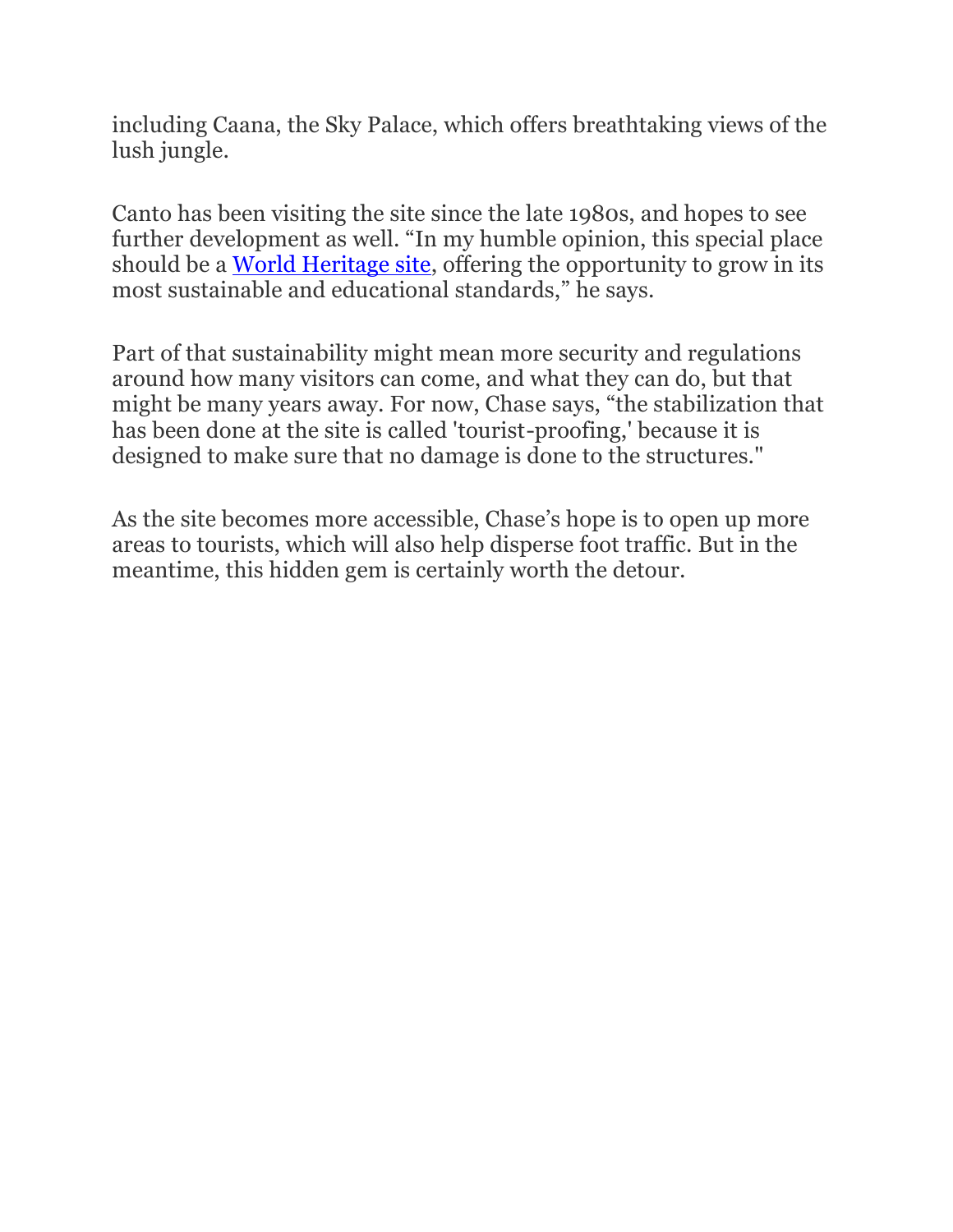including Caana, the Sky Palace, which offers breathtaking views of the lush jungle.

Canto has been visiting the site since the late 1980s, and hopes to see further development as well. “In my humble opinion, this special place should be a [World Heritage site](), offering the opportunity to grow in its most sustainable and educational standards,” he says.

Part of that sustainability might mean more security and regulations around how many visitors can come, and what they can do, but that might be many years away. For now, Chase says, “the stabilization that has been done at the site is called 'tourist-proofing,' because it is designed to make sure that no damage is done to the structures."

As the site becomes more accessible, Chase’s hope is to open up more areas to tourists, which will also help disperse foot traffic. But in the meantime, this hidden gem is certainly worth the detour.